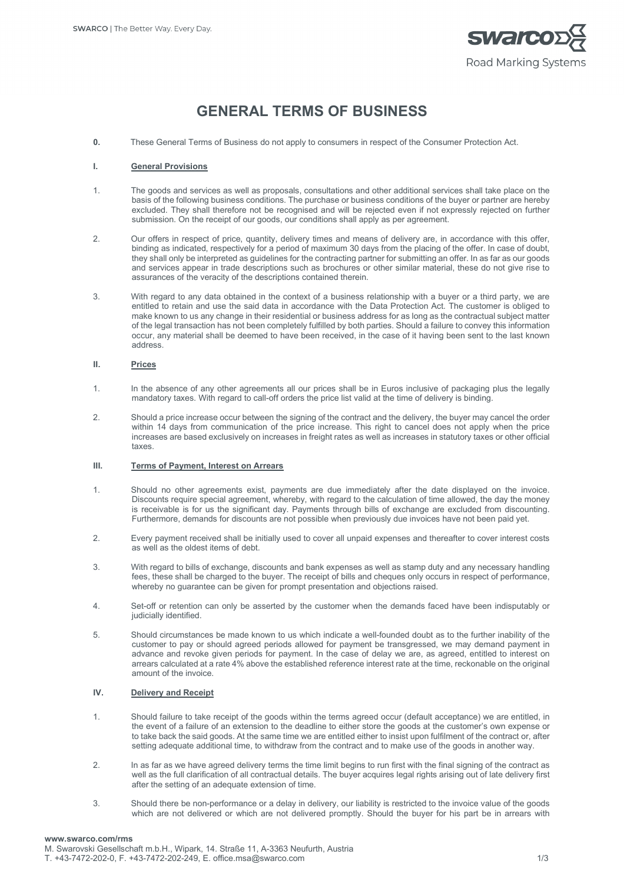# GENERAL TERMS OF BUSINESS

**0.** These General Terms of Business do not apply to consumers in respect of the Consumer Protection Act.

## I. General Provisions

1. The goods and services as well as proposals, consultations and other additional services shall take place on the basis of the following business conditions. The purchase or business conditions of the buyer or partner are hereby excluded. They shall therefore not be recognised and will be rejected even if not expressly rejected on further submission. On the receipt of our goods, our conditions shall apply as per agreement.

2. Our offers in respect of price, quantity, delivery times and means of delivery are, in accordance with this offer, binding as indicated, respectively for a period of maximum 30 days from the placing of the offer. In case of doubt, they shall only be interpreted as guidelines for the contracting partner for submitting an offer. In as far as our goods and services appear in trade descriptions such as brochures or other similar material, these do not give rise to assurances of the veracity of the descriptions contained therein.

3. With regard to any data obtained in the context of a business relationship with a buyer or a third party, we are entitled to retain and use the said data in accordance with the Data Protection Act. The customer is obliged to make known to us any change in their residential or business address for as long as the contractual subject matter of the legal transaction has not been completely fulfilled by both parties. Should a failure to convey this information occur, any material shall be deemed to have been received, in the case of it having been sent to the last known address.

## II. Prices

1. In the absence of any other agreements all our prices shall be in Euros inclusive of packaging plus the legally mandatory taxes. With regard to call-off orders the price list valid at the time of delivery is binding.

2. Should a price increase occur between the signing of the contract and the delivery, the buyer may cancel the order within 14 days from communication of the price increase. This right to cancel does not apply when the price increases are based exclusively on increases in freight rates as well as increases in statutory taxes or other official taxes.

## III. Terms of Payment, Interest on Arrears

1. Should no other agreements exist, payments are due immediately after the date displayed on the invoice. Discounts require special agreement, whereby, with regard to the calculation of time allowed, the day the money is receivable is for us the significant day. Payments through bills of exchange are excluded from discounting. Furthermore, demands for discounts are not possible when previously due invoices have not been paid yet.

2. Every payment received shall be initially used to cover all unpaid expenses and thereafter to cover interest costs as well as the oldest items of debt.

3. With regard to bills of exchange, discounts and bank expenses as well as stamp duty and any necessary handling fees, these shall be charged to the buyer. The receipt of bills and cheques only occurs in respect of performance, whereby no guarantee can be given for prompt presentation and objections raised.

4. Set-off or retention can only be asserted by the customer when the demands faced have been indisputably or judicially identified.

5. Should circumstances be made known to us which indicate a well-founded doubt as to the further inability of the customer to pay or should agreed periods allowed for payment be transgressed, we may demand payment in advance and revoke given periods for payment. In the case of delay we are, as agreed, entitled to interest on arrears calculated at a rate 4% above the established reference interest rate at the time, reckonable on the original amount of the invoice.

## IV. Delivery and Receipt

1. Should failure to take receipt of the goods within the terms agreed occur (default acceptance) we are entitled, in the event of a failure of an extension to the deadline to either store the goods at the customer's own expense or to take back the said goods. At the same time we are entitled either to insist upon fulfilment of the contract or, after setting adequate additional time, to withdraw from the contract and to make use of the goods in another way.

2. In as far as we have agreed delivery terms the time limit begins to run first with the final signing of the contract as well as the full clarification of all contractual details. The buyer acquires legal rights arising out of late delivery first after the setting of an adequate extension of time.

3. Should there be non-performance or a delay in delivery, our liability is restricted to the invoice value of the goods which are not delivered or which are not delivered promptly. Should the buyer for his part be in arrears with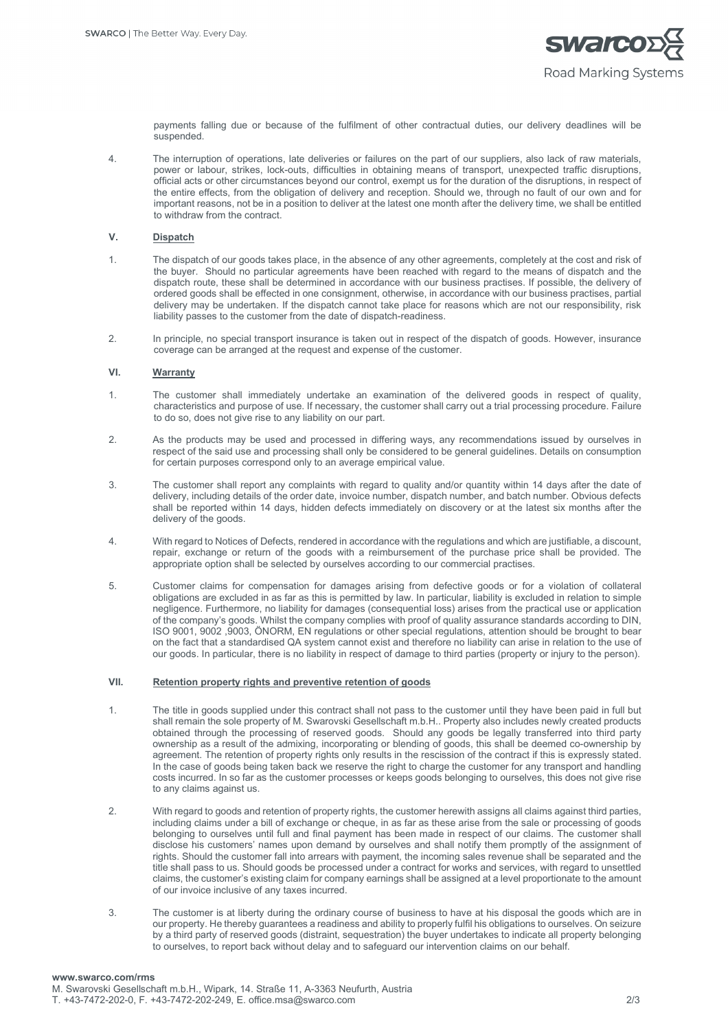payments falling due or because of the fulfilment of other contractual duties, our delivery deadlines will be suspended.

4. The interruption of operations, late deliveries or failures on the part of our suppliers, also lack of raw materials, power or labour, strikes, lock-outs, difficulties in obtaining means of transport, unexpected traffic disruptions, official acts or other circumstances beyond our control, exempt us for the duration of the disruptions, in respect of the entire effects, from the obligation of delivery and reception. Should we, through no fault of our own and for important reasons, not be in a position to deliver at the latest one month after the delivery time, we shall be entitled to withdraw from the contract.

## V. Dispatch

1. The dispatch of our goods takes place, in the absence of any other agreements, completely at the cost and risk of the buyer. Should no particular agreements have been reached with regard to the means of dispatch and the dispatch route, these shall be determined in accordance with our business practises. If possible, the delivery of ordered goods shall be effected in one consignment, otherwise, in accordance with our business practises, partial delivery may be undertaken. If the dispatch cannot take place for reasons which are not our responsibility, risk liability passes to the customer from the date of dispatch-readiness.

2. In principle, no special transport insurance is taken out in respect of the dispatch of goods. However, insurance coverage can be arranged at the request and expense of the customer.

## VI. Warranty

1. The customer shall immediately undertake an examination of the delivered goods in respect of quality, characteristics and purpose of use. If necessary, the customer shall carry out a trial processing procedure. Failure to do so, does not give rise to any liability on our part.

2. As the products may be used and processed in differing ways, any recommendations issued by ourselves in respect of the said use and processing shall only be considered to be general guidelines. Details on consumption for certain purposes correspond only to an average empirical value.

3. The customer shall report any complaints with regard to quality and/or quantity within 14 days after the date of delivery, including details of the order date, invoice number, dispatch number, and batch number. Obvious defects shall be reported within 14 days, hidden defects immediately on discovery or at the latest six months after the delivery of the goods.

4. With regard to Notices of Defects, rendered in accordance with the regulations and which are justifiable, a discount, repair, exchange or return of the goods with a reimbursement of the purchase price shall be provided. The appropriate option shall be selected by ourselves according to our commercial practises.

5. Customer claims for compensation for damages arising from defective goods or for a violation of collateral obligations are excluded in as far as this is permitted by law. In particular, liability is excluded in relation to simple negligence. Furthermore, no liability for damages (consequential loss) arises from the practical use or application of the company's goods. Whilst the company complies with proof of quality assurance standards according to DIN, ISO 9001, 9002 ,9003, ÖNORM, EN regulations or other special regulations, attention should be brought to bear on the fact that a standardised QA system cannot exist and therefore no liability can arise in relation to the use of our goods. In particular, there is no liability in respect of damage to third parties (property or injury to the person).

## VII. Retention property rights and preventive retention of goods

1. The title in goods supplied under this contract shall not pass to the customer until they have been paid in full but shall remain the sole property of M. Swarovski Gesellschaft m.b.H.. Property also includes newly created products obtained through the processing of reserved goods. Should any goods be legally transferred into third party ownership as a result of the admixing, incorporating or blending of goods, this shall be deemed co-ownership by agreement. The retention of property rights only results in the rescission of the contract if this is expressly stated. In the case of goods being taken back we reserve the right to charge the customer for any transport and handling costs incurred. In so far as the customer processes or keeps goods belonging to ourselves, this does not give rise to any claims against us.

2. With regard to goods and retention of property rights, the customer herewith assigns all claims against third parties, including claims under a bill of exchange or cheque, in as far as these arise from the sale or processing of goods belonging to ourselves until full and final payment has been made in respect of our claims. The customer shall disclose his customers' names upon demand by ourselves and shall notify them promptly of the assignment of rights. Should the customer fall into arrears with payment, the incoming sales revenue shall be separated and the title shall pass to us. Should goods be processed under a contract for works and services, with regard to unsettled claims, the customer's existing claim for company earnings shall be assigned at a level proportionate to the amount of our invoice inclusive of any taxes incurred.

3. The customer is at liberty during the ordinary course of business to have at his disposal the goods which are in our property. He thereby guarantees a readiness and ability to properly fulfil his obligations to ourselves. On seizure by a third party of reserved goods (distraint, sequestration) the buyer undertakes to indicate all property belonging to ourselves, to report back without delay and to safeguard our intervention claims on our behalf.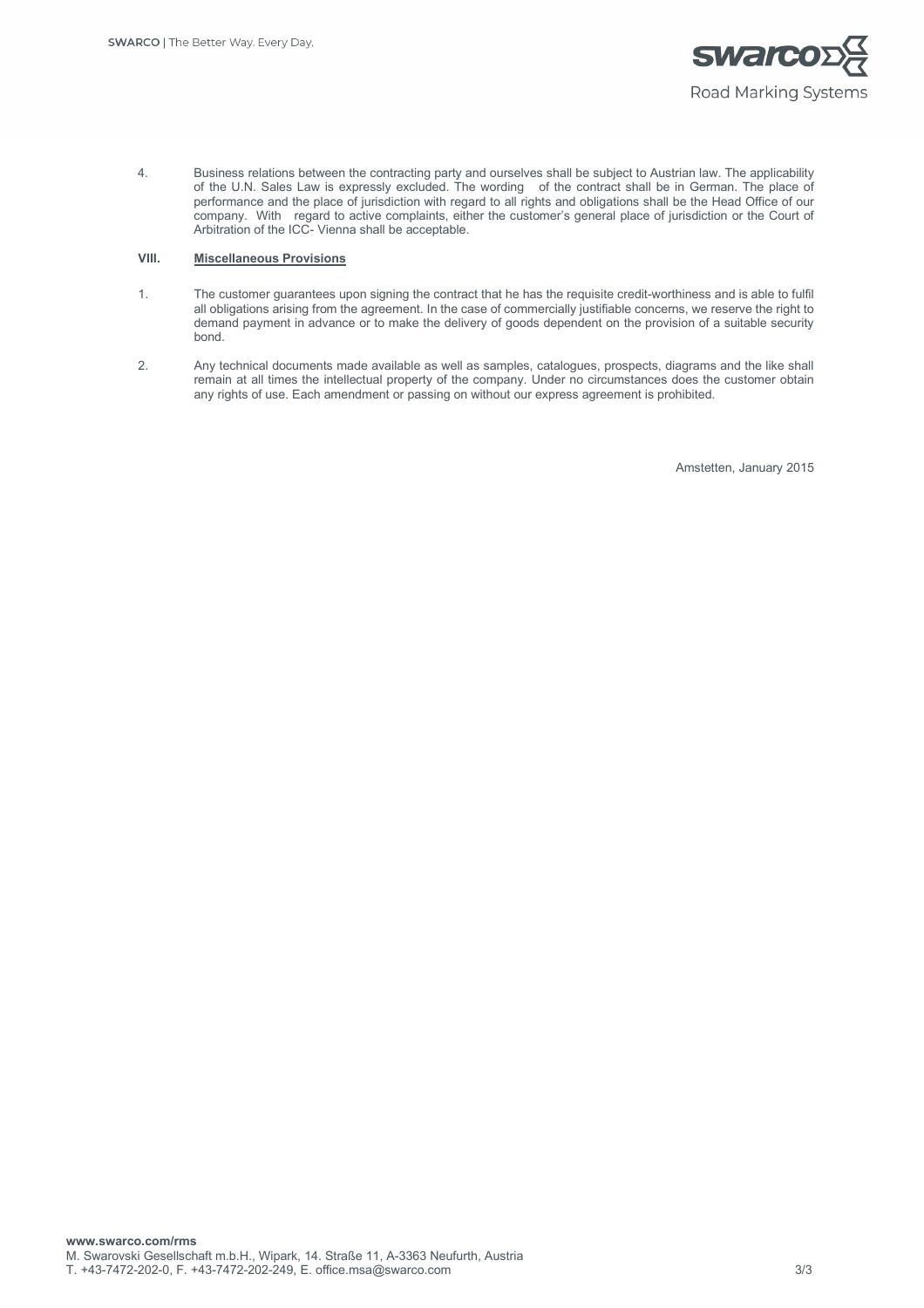4. Business relations between the contracting party and ourselves shall be subject to Austrian law. The applicability of the U.N. Sales Law is expressly excluded. The wording of the contract shall be in German. The place of performance and the place of jurisdiction with regard to all rights and obligations shall be the Head Office of our company. With regard to active complaints, either the customer's general place of jurisdiction or the Court of Arbitration of the ICC- Vienna shall be acceptable.

## VIII. Miscellaneous Provisions

1. The customer guarantees upon signing the contract that he has the requisite credit-worthiness and is able to fulfil all obligations arising from the agreement. In the case of commercially justifiable concerns, we reserve the right to demand payment in advance or to make the delivery of goods dependent on the provision of a suitable security bond.

2. Any technical documents made available as well as samples, catalogues, prospects, diagrams and the like shall remain at all times the intellectual property of the company. Under no circumstances does the customer obtain any rights of use. Each amendment or passing on without our express agreement is prohibited.

Amstetten, January 2015